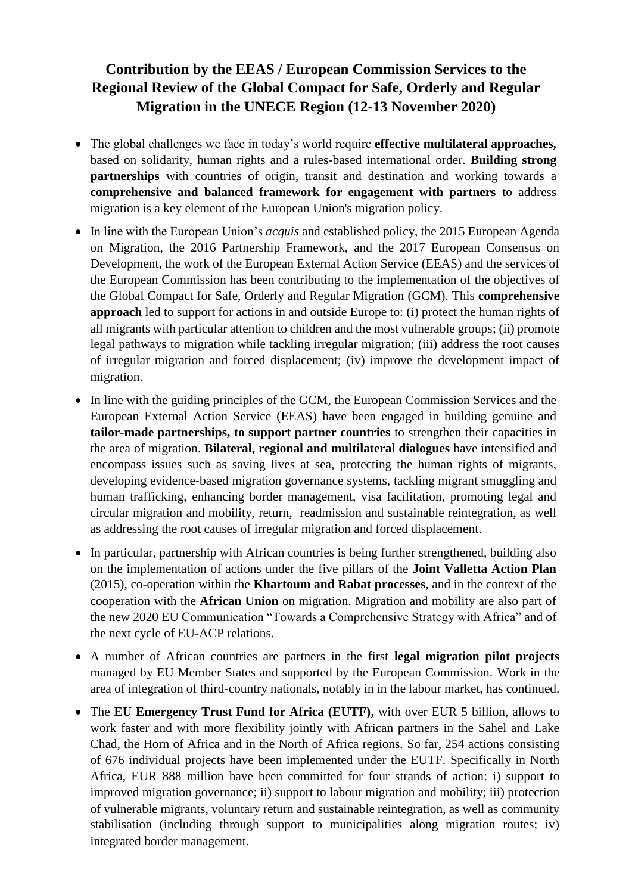# Contribution by the EEAS / European Commission Services to the Regional Review of the Global Compact for Safe, Orderly and Regular Migration in the UNECE Region (12-13 November 2020)

- The global challenges we face in today's world require **effective multilateral approaches,** based on solidarity, human rights and a rules-based international order. **Building strong partnerships** with countries of origin, transit and destination and working towards a **comprehensive and balanced framework for engagement with partners** to address migration is a key element of the European Union's migration policy.
- In line with the European Union's *acquis* and established policy, the 2015 European Agenda on Migration, the 2016 Partnership Framework, and the 2017 European Consensus on Development, the work of the European External Action Service (EEAS) and the services of the European Commission has been contributing to the implementation of the objectives of the Global Compact for Safe, Orderly and Regular Migration (GCM). This **comprehensive approach** led to support for actions in and outside Europe to: (i) protect the human rights of all migrants with particular attention to children and the most vulnerable groups; (ii) promote legal pathways to migration while tackling irregular migration; (iii) address the root causes of irregular migration and forced displacement; (iv) improve the development impact of migration.
- In line with the guiding principles of the GCM, the European Commission Services and the European External Action Service (EEAS) have been engaged in building genuine and **tailor-made partnerships, to support partner countries** to strengthen their capacities in the area of migration. **Bilateral, regional and multilateral dialogues** have intensified and encompass issues such as saving lives at sea, protecting the human rights of migrants, developing evidence-based migration governance systems, tackling migrant smuggling and human trafficking, enhancing border management, visa facilitation, promoting legal and circular migration and mobility, return, readmission and sustainable reintegration, as well as addressing the root causes of irregular migration and forced displacement.
- In particular, partnership with African countries is being further strengthened, building also on the implementation of actions under the five pillars of the **Joint Valletta Action Plan** (2015), co-operation within the **Khartoum and Rabat processes**, and in the context of the cooperation with the **African Union** on migration. Migration and mobility are also part of the new 2020 EU Communication "Towards a Comprehensive Strategy with Africa" and of the next cycle of EU-ACP relations.
- A number of African countries are partners in the first **legal migration pilot projects** managed by EU Member States and supported by the European Commission. Work in the area of integration of third-country nationals, notably in in the labour market, has continued.
- The **EU Emergency Trust Fund for Africa (EUTF),** with over EUR 5 billion, allows to work faster and with more flexibility jointly with African partners in the Sahel and Lake Chad, the Horn of Africa and in the North of Africa regions. So far, 254 actions consisting of 676 individual projects have been implemented under the EUTF. Specifically in North Africa, EUR 888 million have been committed for four strands of action: i) support to improved migration governance; ii) support to labour migration and mobility; iii) protection of vulnerable migrants, voluntary return and sustainable reintegration, as well as community stabilisation (including through support to municipalities along migration routes; iv) integrated border management.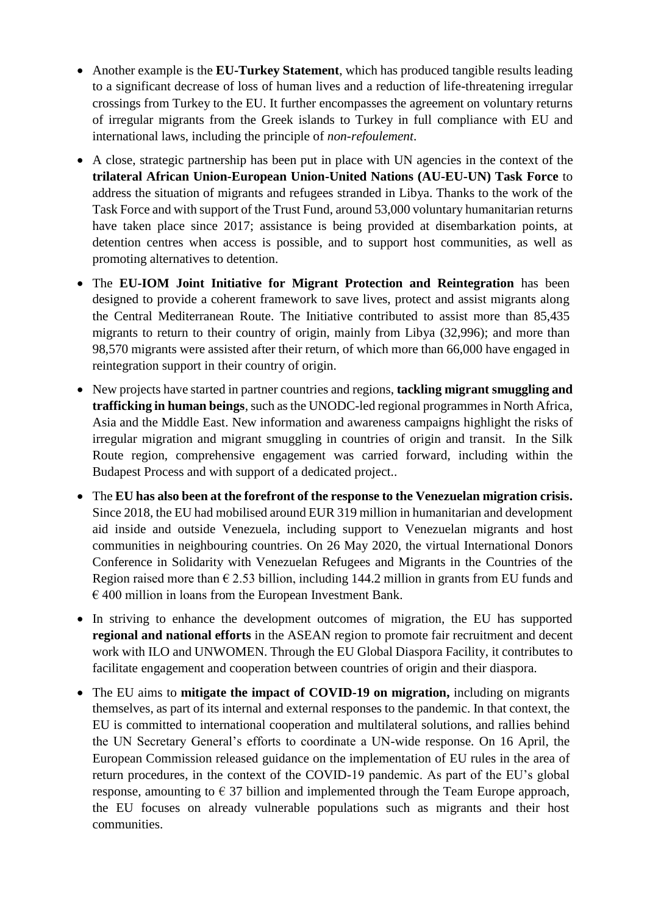- Another example is the **EU-Turkey Statement**, which has produced tangible results leading to a significant decrease of loss of human lives and a reduction of life-threatening irregular crossings from Turkey to the EU. It further encompasses the agreement on voluntary returns of irregular migrants from the Greek islands to Turkey in full compliance with EU and international laws, including the principle of *non-refoulement*.

- A close, strategic partnership has been put in place with UN agencies in the context of the **trilateral African Union-European Union-United Nations (AU-EU-UN) Task Force** to address the situation of migrants and refugees stranded in Libya. Thanks to the work of the Task Force and with support of the Trust Fund, around 53,000 voluntary humanitarian returns have taken place since 2017; assistance is being provided at disembarkation points, at detention centres when access is possible, and to support host communities, as well as promoting alternatives to detention.

- The **EU-IOM Joint Initiative for Migrant Protection and Reintegration** has been designed to provide a coherent framework to save lives, protect and assist migrants along the Central Mediterranean Route. The Initiative contributed to assist more than 85,435 migrants to return to their country of origin, mainly from Libya (32,996); and more than 98,570 migrants were assisted after their return, of which more than 66,000 have engaged in reintegration support in their country of origin.

- New projects have started in partner countries and regions, **tackling migrant smuggling and trafficking in human beings**, such as the UNODC-led regional programmes in North Africa, Asia and the Middle East. New information and awareness campaigns highlight the risks of irregular migration and migrant smuggling in countries of origin and transit. In the Silk Route region, comprehensive engagement was carried forward, including within the Budapest Process and with support of a dedicated project..

- The **EU has also been at the forefront of the response to the Venezuelan migration crisis.** Since 2018, the EU had mobilised around EUR 319 million in humanitarian and development aid inside and outside Venezuela, including support to Venezuelan migrants and host communities in neighbouring countries. On 26 May 2020, the virtual International Donors Conference in Solidarity with Venezuelan Refugees and Migrants in the Countries of the Region raised more than € 2.53 billion, including 144.2 million in grants from EU funds and € 400 million in loans from the European Investment Bank.

- In striving to enhance the development outcomes of migration, the EU has supported **regional and national efforts** in the ASEAN region to promote fair recruitment and decent work with ILO and UNWOMEN. Through the EU Global Diaspora Facility, it contributes to facilitate engagement and cooperation between countries of origin and their diaspora.

- The EU aims to **mitigate the impact of COVID-19 on migration,** including on migrants themselves, as part of its internal and external responses to the pandemic. In that context, the EU is committed to international cooperation and multilateral solutions, and rallies behind the UN Secretary General's efforts to coordinate a UN-wide response. On 16 April, the European Commission released guidance on the implementation of EU rules in the area of return procedures, in the context of the COVID-19 pandemic. As part of the EU's global response, amounting to € 37 billion and implemented through the Team Europe approach, the EU focuses on already vulnerable populations such as migrants and their host communities.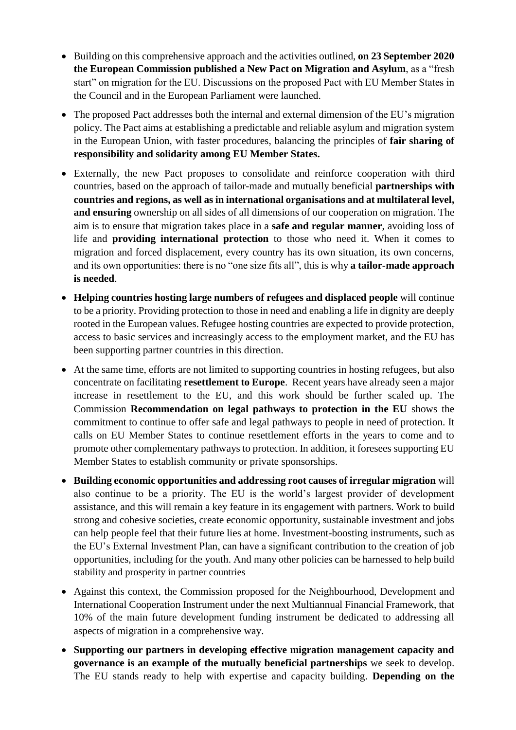- Building on this comprehensive approach and the activities outlined, **on 23 September 2020 the European Commission published a New Pact on Migration and Asylum**, as a "fresh start" on migration for the EU. Discussions on the proposed Pact with EU Member States in the Council and in the European Parliament were launched.
- The proposed Pact addresses both the internal and external dimension of the EU's migration policy. The Pact aims at establishing a predictable and reliable asylum and migration system in the European Union, with faster procedures, balancing the principles of **fair sharing of responsibility and solidarity among EU Member States.**
- Externally, the new Pact proposes to consolidate and reinforce cooperation with third countries, based on the approach of tailor-made and mutually beneficial **partnerships with countries and regions, as well as in international organisations and at multilateral level, and ensuring** ownership on all sides of all dimensions of our cooperation on migration. The aim is to ensure that migration takes place in a **safe and regular manner**, avoiding loss of life and **providing international protection** to those who need it. When it comes to migration and forced displacement, every country has its own situation, its own concerns, and its own opportunities: there is no "one size fits all", this is why **a tailor-made approach is needed**.
- **Helping countries hosting large numbers of refugees and displaced people** will continue to be a priority. Providing protection to those in need and enabling a life in dignity are deeply rooted in the European values. Refugee hosting countries are expected to provide protection, access to basic services and increasingly access to the employment market, and the EU has been supporting partner countries in this direction.
- At the same time, efforts are not limited to supporting countries in hosting refugees, but also concentrate on facilitating **resettlement to Europe**. Recent years have already seen a major increase in resettlement to the EU, and this work should be further scaled up. The Commission **Recommendation on legal pathways to protection in the EU** shows the commitment to continue to offer safe and legal pathways to people in need of protection. It calls on EU Member States to continue resettlement efforts in the years to come and to promote other complementary pathways to protection. In addition, it foresees supporting EU Member States to establish community or private sponsorships.
- **Building economic opportunities and addressing root causes of irregular migration** will also continue to be a priority. The EU is the world's largest provider of development assistance, and this will remain a key feature in its engagement with partners. Work to build strong and cohesive societies, create economic opportunity, sustainable investment and jobs can help people feel that their future lies at home. Investment-boosting instruments, such as the EU's External Investment Plan, can have a significant contribution to the creation of job opportunities, including for the youth. And many other policies can be harnessed to help build stability and prosperity in partner countries
- Against this context, the Commission proposed for the Neighbourhood, Development and International Cooperation Instrument under the next Multiannual Financial Framework, that 10% of the main future development funding instrument be dedicated to addressing all aspects of migration in a comprehensive way.
- **Supporting our partners in developing effective migration management capacity and governance is an example of the mutually beneficial partnerships** we seek to develop. The EU stands ready to help with expertise and capacity building. **Depending on the**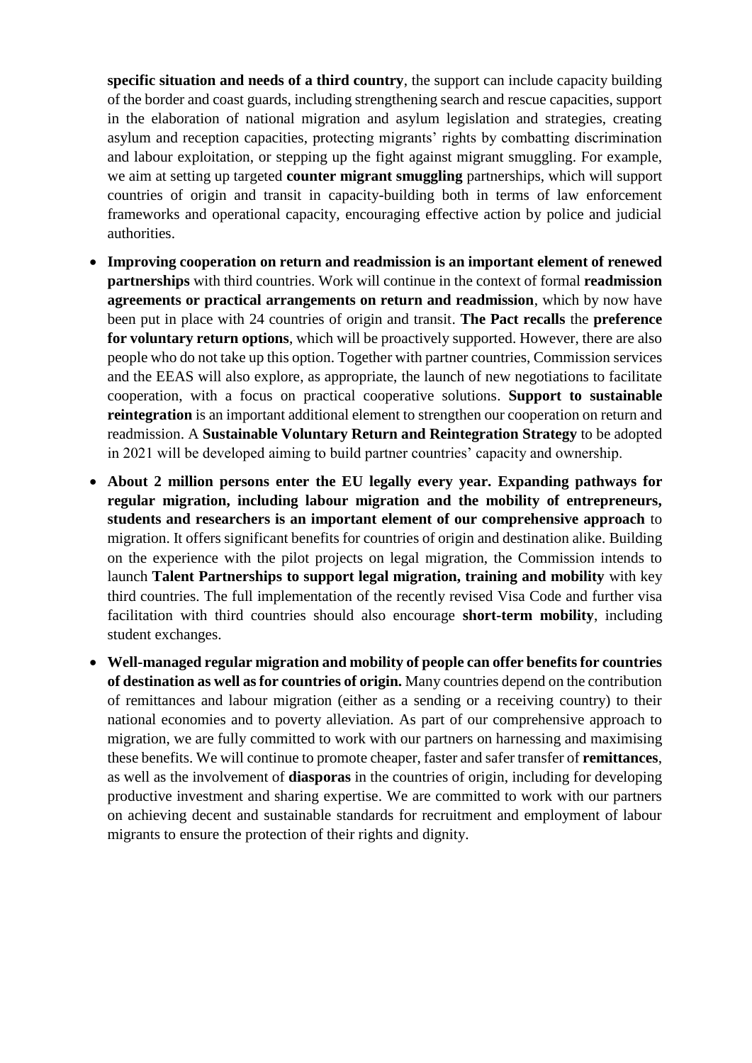**specific situation and needs of a third country**, the support can include capacity building of the border and coast guards, including strengthening search and rescue capacities, support in the elaboration of national migration and asylum legislation and strategies, creating asylum and reception capacities, protecting migrants' rights by combatting discrimination and labour exploitation, or stepping up the fight against migrant smuggling. For example, we aim at setting up targeted **counter migrant smuggling** partnerships, which will support countries of origin and transit in capacity-building both in terms of law enforcement frameworks and operational capacity, encouraging effective action by police and judicial authorities.

- **Improving cooperation on return and readmission is an important element of renewed partnerships** with third countries. Work will continue in the context of formal **readmission agreements or practical arrangements on return and readmission**, which by now have been put in place with 24 countries of origin and transit. **The Pact recalls** the **preference for voluntary return options**, which will be proactively supported. However, there are also people who do not take up this option. Together with partner countries, Commission services and the EEAS will also explore, as appropriate, the launch of new negotiations to facilitate cooperation, with a focus on practical cooperative solutions. **Support to sustainable reintegration** is an important additional element to strengthen our cooperation on return and readmission. A **Sustainable Voluntary Return and Reintegration Strategy** to be adopted in 2021 will be developed aiming to build partner countries' capacity and ownership.
- **About 2 million persons enter the EU legally every year. Expanding pathways for regular migration, including labour migration and the mobility of entrepreneurs, students and researchers is an important element of our comprehensive approach** to migration. It offers significant benefits for countries of origin and destination alike. Building on the experience with the pilot projects on legal migration, the Commission intends to launch **Talent Partnerships to support legal migration, training and mobility** with key third countries. The full implementation of the recently revised Visa Code and further visa facilitation with third countries should also encourage **short-term mobility**, including student exchanges.
- **Well-managed regular migration and mobility of people can offer benefits for countries of destination as well as for countries of origin.** Many countries depend on the contribution of remittances and labour migration (either as a sending or a receiving country) to their national economies and to poverty alleviation. As part of our comprehensive approach to migration, we are fully committed to work with our partners on harnessing and maximising these benefits. We will continue to promote cheaper, faster and safer transfer of **remittances**, as well as the involvement of **diasporas** in the countries of origin, including for developing productive investment and sharing expertise. We are committed to work with our partners on achieving decent and sustainable standards for recruitment and employment of labour migrants to ensure the protection of their rights and dignity.